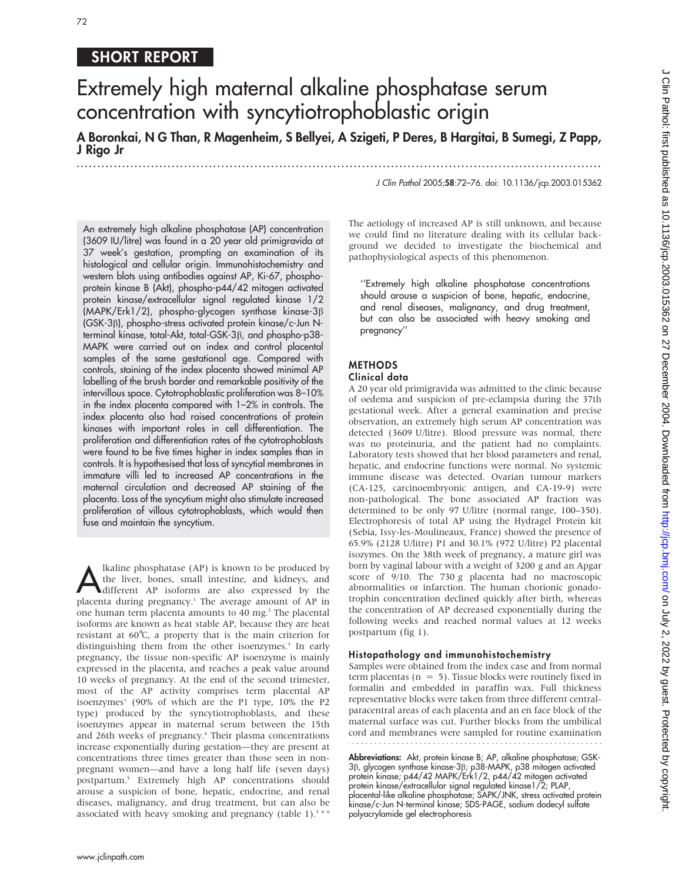SHORT REPORT

# Extremely high maternal alkaline phosphatase serum concentration with syncytiotrophoblastic origin

**A Boronkai, N G Than, R Magenheim, S Bellyei, A Szigeti, P Deres, B Hargitai, B Sumegi, Z Papp, J Rigo Jr**

J Clin Pathol 2005;58:72–76. doi: 10.1136/jcp.2003.015362

An extremely high alkaline phosphatase (AP) concentration (3609 IU/litre) was found in a 20 year old primigravida at 37 week's gestation, prompting an examination of its histological and cellular origin. Immunohistochemistry and western blots using antibodies against AP, Ki-67, phosphoprotein kinase B (Akt), phospho-p44/42 mitogen activated protein kinase/extracellular signal regulated kinase 1/2 (MAPK/Erk1/2), phospho-glycogen synthase kinase-3β (GSK-3β), phospho-stress activated protein kinase/c-Jun N-terminal kinase, total-Akt, total-GSK-3β, and phospho-p38-MAPK were carried out on index and control placental samples of the same gestational age. Compared with controls, staining of the index placenta showed minimal AP labelling of the brush border and remarkable positivity of the intervillous space. Cytotrophoblastic proliferation was 8–10% in the index placenta compared with 1–2% in controls. The index placenta also had raised concentrations of protein kinases with important roles in cell differentiation. The proliferation and differentiation rates of the cytotrophoblasts were found to be five times higher in index samples than in controls. It is hypothesised that loss of syncytial membranes in immature villi led to increased AP concentrations in the maternal circulation and decreased AP staining of the placenta. Loss of the syncytium might also stimulate increased proliferation of villous cytotrophoblasts, which would then fuse and maintain the syncytium.

Alkaline phosphatase (AP) is known to be produced by the liver, bones, small intestine, and kidneys, and different AP isoforms are also expressed by the placenta during pregnancy.[1] The average amount of AP in one human term placenta amounts to 40 mg.[2] The placental isoforms are known as heat stable AP, because they are heat resistant at 60°C, a property that is the main criterion for distinguishing them from the other isoenzymes.[3] In early pregnancy, the tissue non-specific AP isoenzyme is mainly expressed in the placenta, and reaches a peak value around 10 weeks of pregnancy. At the end of the second trimester, most of the AP activity comprises term placental AP isoenzymes[1] (90% of which are the P1 type, 10% the P2 type) produced by the syncytiotrophoblasts, and these isoenzymes appear in maternal serum between the 15th and 26th weeks of pregnancy.[4] Their plasma concentrations increase exponentially during gestation—they are present at concentrations three times greater than those seen in non-pregnant women—and have a long half life (seven days) postpartum.[5] Extremely high AP concentrations should arouse a suspicion of bone, hepatic, endocrine, and renal diseases, malignancy, and drug treatment, but can also be associated with heavy smoking and pregnancy (table 1).[3 4 6] The aetiology of increased AP is still unknown, and because we could find no literature dealing with its cellular background we decided to investigate the biochemical and pathophysiological aspects of this phenomenon.

> "Extremely high alkaline phosphatase concentrations should arouse a suspicion of bone, hepatic, endocrine, and renal diseases, malignancy, and drug treatment, but can also be associated with heavy smoking and pregnancy"

## METHODS

### Clinical data

A 20 year old primigravida was admitted to the clinic because of oedema and suspicion of pre-eclampsia during the 37th gestational week. After a general examination and precise observation, an extremely high serum AP concentration was detected (3609 U/litre). Blood pressure was normal, there was no proteinuria, and the patient had no complaints. Laboratory tests showed that her blood parameters and renal, hepatic, and endocrine functions were normal. No systemic immune disease was detected. Ovarian tumour markers (CA-125, carcinoembryonic antigen, and CA-19-9) were non-pathological. The bone associated AP fraction was determined to be only 97 U/litre (normal range, 100–350). Electrophoresis of total AP using the Hydragel Protein kit (Sebia, Issy-les-Moulineaux, France) showed the presence of 65.9% (2128 U/litre) P1 and 30.1% (972 U/litre) P2 placental isozymes. On the 38th week of pregnancy, a mature girl was born by vaginal labour with a weight of 3200 g and an Apgar score of 9/10. The 730 g placenta had no macroscopic abnormalities or infarction. The human chorionic gonadotrophin concentration declined quickly after birth, whereas the concentration of AP decreased exponentially during the following weeks and reached normal values at 12 weeks postpartum (fig 1).

### Histopathology and immunohistochemistry

Samples were obtained from the index case and from normal term placentas (n = 5). Tissue blocks were routinely fixed in formalin and embedded in paraffin wax. Full thickness representative blocks were taken from three different central-paracentral areas of each placenta and an en face block of the maternal surface was cut. Further blocks from the umbilical cord and membranes were sampled for routine examination

**Abbreviations:** Akt, protein kinase B; AP, alkaline phosphatase; GSK-3β, glycogen synthase kinase-3β; p38-MAPK, p38 mitogen activated protein kinase; p44/42 MAPK/Erk1/2, p44/42 mitogen activated protein kinase/extracellular signal regulated kinase1/2; PLAP, placental-like alkaline phosphatase; SAPK/JNK, stress activated protein kinase/c-Jun N-terminal kinase; SDS-PAGE, sodium dodecyl sulfate polyacrylamide gel electrophoresis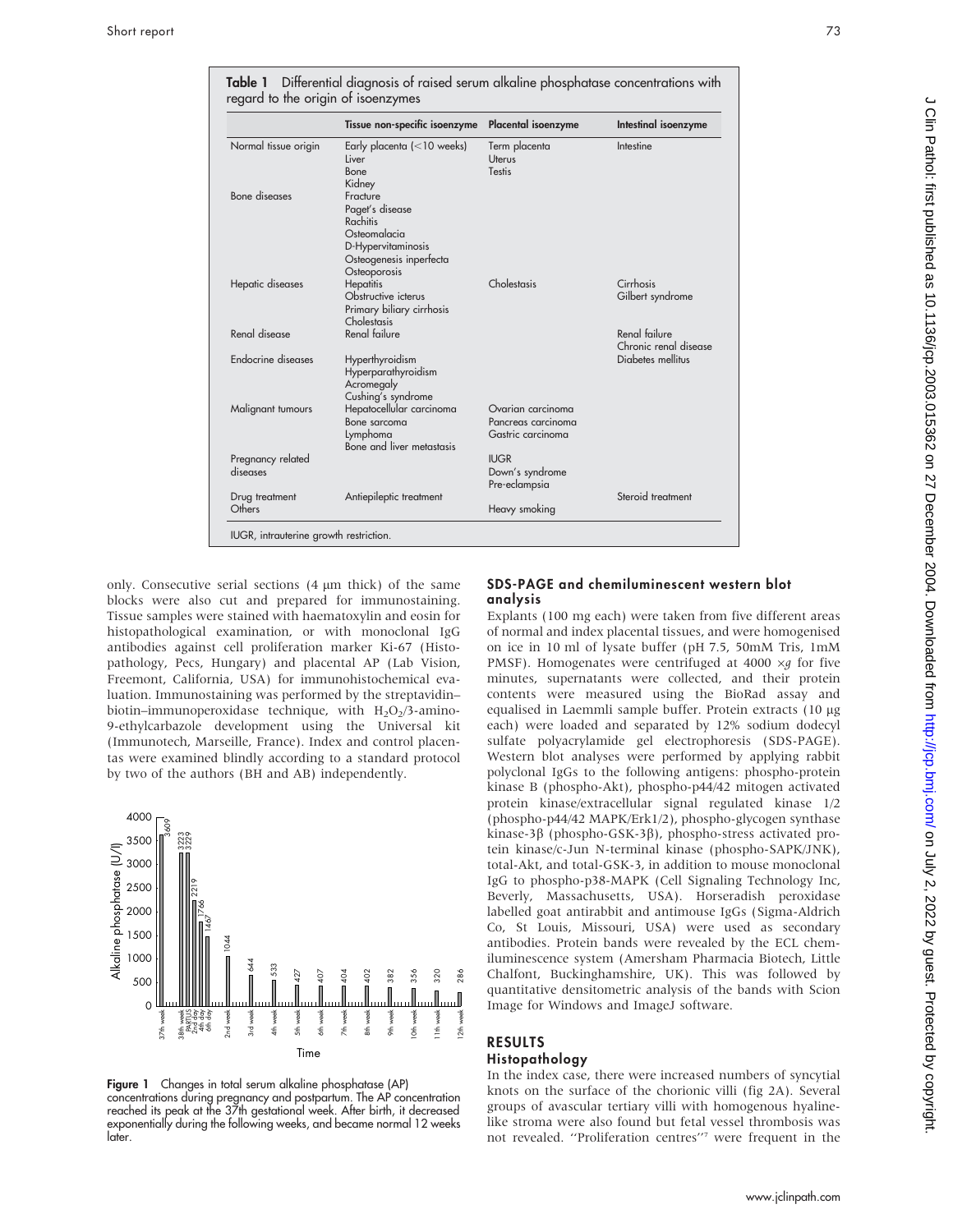**Table 1** Differential diagnosis of raised serum alkaline phosphatase concentrations with regard to the origin of isoenzymes

| | Tissue non-specific isoenzyme | Placental isoenzyme | Intestinal isoenzyme |
|---|---|---|---|
| Normal tissue origin | Early placenta (<10 weeks)<br>Liver<br>Bone<br>Kidney | Term placenta<br>Uterus<br>Testis | Intestine |
| Bone diseases | Fracture<br>Paget's disease<br>Rachitis<br>Osteomalacia<br>D-Hypervitaminosis<br>Osteogenesis inperfecta<br>Osteoporosis | | |
| Hepatic diseases | Hepatitis<br>Obstructive icterus<br>Primary biliary cirrhosis<br>Cholestasis | Cholestasis | Cirrhosis<br>Gilbert syndrome |
| Renal disease | Renal failure | | Renal failure<br>Chronic renal disease |
| Endocrine diseases | Hyperthyroidism<br>Hyperparathyroidism<br>Acromegaly<br>Cushing's syndrome | | Diabetes mellitus |
| Malignant tumours | Hepatocellular carcinoma<br>Bone sarcoma<br>Lymphoma<br>Bone and liver metastasis | Ovarian carcinoma<br>Pancreas carcinoma<br>Gastric carcinoma | |
| Pregnancy related diseases | | IUGR<br>Down's syndrome<br>Pre-eclampsia | |
| Drug treatment | Antiepileptic treatment | | Steroid treatment |
| Others | | Heavy smoking | |

IUGR, intrauterine growth restriction.

only. Consecutive serial sections (4 µm thick) of the same blocks were also cut and prepared for immunostaining. Tissue samples were stained with haematoxylin and eosin for histopathological examination, or with monoclonal IgG antibodies against cell proliferation marker Ki-67 (Histopathology, Pecs, Hungary) and placental AP (Lab Vision, Freemont, California, USA) for immunohistochemical evaluation. Immunostaining was performed by the streptavidin–biotin–immunoperoxidase technique, with $H_2O_2$/3-amino-9-ethylcarbazole development using the Universal kit (Immunotech, Marseille, France). Index and control placentas were examined blindly according to a standard protocol by two of the authors (BH and AB) independently.

**Figure 1** Changes in total serum alkaline phosphatase (AP) concentrations during pregnancy and postpartum. The AP concentration reached its peak at the 37th gestational week. After birth, it decreased exponentially during the following weeks, and became normal 12 weeks later.

### SDS-PAGE and chemiluminescent western blot analysis

Explants (100 mg each) were taken from five different areas of normal and index placental tissues, and were homogenised on ice in 10 ml of lysate buffer (pH 7.5, 50mM Tris, 1mM PMSF). Homogenates were centrifuged at 4000 ×*g* for five minutes, supernatants were collected, and their protein contents were measured using the BioRad assay and equalised in Laemmli sample buffer. Protein extracts (10 µg each) were loaded and separated by 12% sodium dodecyl sulfate polyacrylamide gel electrophoresis (SDS-PAGE). Western blot analyses were performed by applying rabbit polyclonal IgGs to the following antigens: phospho-protein kinase B (phospho-Akt), phospho-p44/42 mitogen activated protein kinase/extracellular signal regulated kinase 1/2 (phospho-p44/42 MAPK/Erk1/2), phospho-glycogen synthase kinase-3β (phospho-GSK-3β), phospho-stress activated protein kinase/c-Jun N-terminal kinase (phospho-SAPK/JNK), total-Akt, and total-GSK-3, in addition to mouse monoclonal IgG to phospho-p38-MAPK (Cell Signaling Technology Inc, Beverly, Massachusetts, USA). Horseradish peroxidase labelled goat antirabbit and antimouse IgGs (Sigma-Aldrich Co, St Louis, Missouri, USA) were used as secondary antibodies. Protein bands were revealed by the ECL chemiluminescence system (Amersham Pharmacia Biotech, Little Chalfont, Buckinghamshire, UK). This was followed by quantitative densitometric analysis of the bands with Scion Image for Windows and ImageJ software.

## RESULTS

### Histopathology

In the index case, there were increased numbers of syncytial knots on the surface of the chorionic villi (fig 2A). Several groups of avascular tertiary villi with homogenous hyaline-like stroma were also found but fetal vessel thrombosis was not revealed. "Proliferation centres"[7] were frequent in the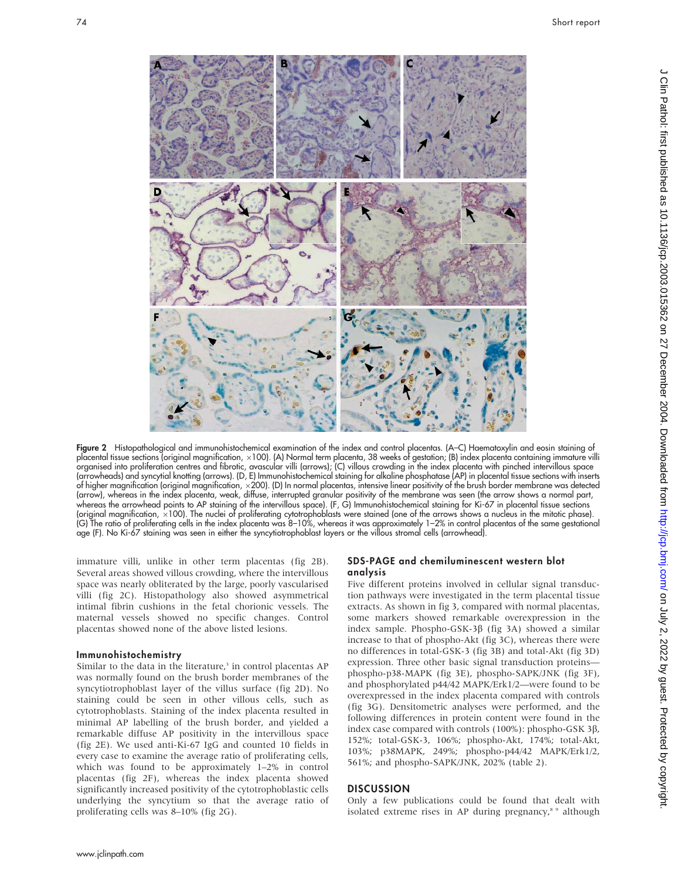Figure 2 Histopathological and immunohistochemical examination of the index and control placentas. (A–C) Haematoxylin and eosin staining of placental tissue sections (original magnification, ×100). (A) Normal term placenta, 38 weeks of gestation; (B) index placenta containing immature villi organised into proliferation centres and fibrotic, avascular villi (arrows); (C) villous crowding in the index placenta with pinched intervillous space (arrowheads) and syncytial knotting (arrows). (D, E) Immunohistochemical staining for alkaline phosphatase (AP) in placental tissue sections with inserts of higher magnification (original magnification, ×200). (D) In normal placentas, intensive linear positivity of the brush border membrane was detected (arrow), whereas in the index placenta, weak, diffuse, interrupted granular positivity of the membrane was seen (the arrow shows a normal part, whereas the arrowhead points to AP staining of the intervillous space). (F, G) Immunohistochemical staining for Ki-67 in placental tissue sections (original magnification, ×100). The nuclei of proliferating cytotrophoblasts were stained (one of the arrows shows a nucleus in the mitotic phase). (G) The ratio of proliferating cells in the index placenta was 8–10%, whereas it was approximately 1–2% in control placentas of the same gestational age (F). No Ki-67 staining was seen in either the syncytiotrophoblast layers or the villous stromal cells (arrowhead).

immature villi, unlike in other term placentas (fig 2B). Several areas showed villous crowding, where the intervillous space was nearly obliterated by the large, poorly vascularised villi (fig 2C). Histopathology also showed asymmetrical intimal fibrin cushions in the fetal chorionic vessels. The maternal vessels showed no specific changes. Control placentas showed none of the above listed lesions.

### Immunohistochemistry

Similar to the data in the literature,[3] in control placentas AP was normally found on the brush border membranes of the syncytiotrophoblast layer of the villus surface (fig 2D). No staining could be seen in other villous cells, such as cytotrophoblasts. Staining of the index placenta resulted in minimal AP labelling of the brush border, and yielded a remarkable diffuse AP positivity in the intervillous space (fig 2E). We used anti-Ki-67 IgG and counted 10 fields in every case to examine the average ratio of proliferating cells, which was found to be approximately 1–2% in control placentas (fig 2F), whereas the index placenta showed significantly increased positivity of the cytotrophoblastic cells underlying the syncytium so that the average ratio of proliferating cells was 8–10% (fig 2G).

### SDS-PAGE and chemiluminescent western blot analysis

Five different proteins involved in cellular signal transduction pathways were investigated in the term placental tissue extracts. As shown in fig 3, compared with normal placentas, some markers showed remarkable overexpression in the index sample. Phospho-GSK-3β (fig 3A) showed a similar increase to that of phospho-Akt (fig 3C), whereas there were no differences in total-GSK-3 (fig 3B) and total-Akt (fig 3D) expression. Three other basic signal transduction proteins—phospho-p38-MAPK (fig 3E), phospho-SAPK/JNK (fig 3F), and phosphorylated p44/42 MAPK/Erk1/2—were found to be overexpressed in the index placenta compared with controls (fig 3G). Densitometric analyses were performed, and the following differences in protein content were found in the index case compared with controls (100%): phospho-GSK 3β, 152%; total-GSK-3, 106%; phospho-Akt, 174%; total-Akt, 103%; p38MAPK, 249%; phospho-p44/42 MAPK/Erk1/2, 561%; and phospho-SAPK/JNK, 202% (table 2).

## DISCUSSION

Only a few publications could be found that dealt with isolated extreme rises in AP during pregnancy,[8 9] although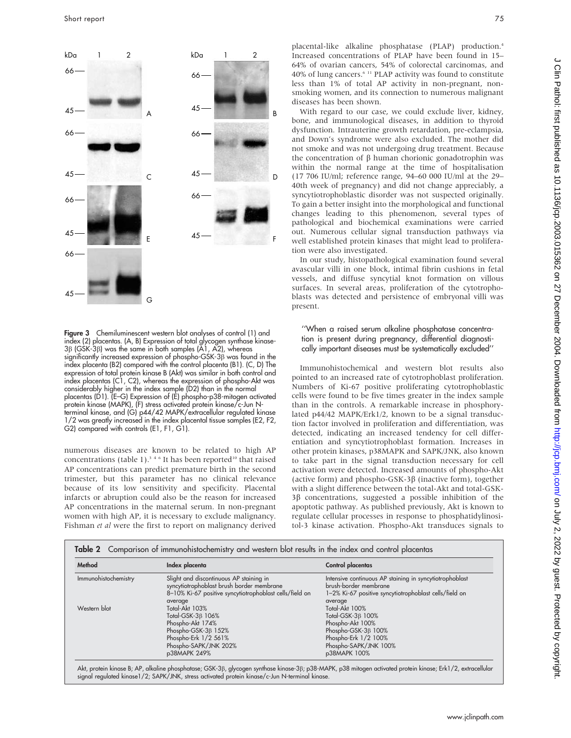Figure 3 Chemiluminescent western blot analyses of control (1) and index (2) placentas. (A, B) Expression of total glycogen synthase kinase-3β (GSK-3β) was the same in both samples (A1, A2), whereas significantly increased expression of phospho-GSK-3β was found in the index placenta (B2) compared with the control placenta (B1). (C, D) The expression of total protein kinase B (Akt) was similar in both control and index placentas (C1, C2), whereas the expression of phospho-Akt was considerably higher in the index sample (D2) than in the normal placentas (D1). (E–G) Expression of (E) phospho-p38-mitogen activated protein kinase (MAPK), (F) stress activated protein kinase/c-Jun N-terminal kinase, and (G) p44/42 MAPK/extracellular regulated kinase 1/2 was greatly increased in the index placental tissue samples (E2, F2, G2) compared with controls (E1, F1, G1).

numerous diseases are known to be related to high AP concentrations (table 1).[3 4 6] It has been reported[10] that raised AP concentrations can predict premature birth in the second trimester, but this parameter has no clinical relevance because of its low sensitivity and specificity. Placental infarcts or abruption could also be the reason for increased AP concentrations in the maternal serum. In non-pregnant women with high AP, it is necessary to exclude malignancy. Fishman *et al* were the first to report on malignancy derived placental-like alkaline phosphatase (PLAP) production.[4] Increased concentrations of PLAP have been found in 15–64% of ovarian cancers, 54% of colorectal carcinomas, and 40% of lung cancers.[6 11] PLAP activity was found to constitute less than 1% of total AP activity in non-pregnant, non-smoking women, and its connection to numerous malignant diseases has been shown.

With regard to our case, we could exclude liver, kidney, bone, and immunological diseases, in addition to thyroid dysfunction. Intrauterine growth retardation, pre-eclampsia, and Down's syndrome were also excluded. The mother did not smoke and was not undergoing drug treatment. Because the concentration of β human chorionic gonadotrophin was within the normal range at the time of hospitalisation (17 706 IU/ml; reference range, 94–60 000 IU/ml at the 29–40th week of pregnancy) and did not change appreciably, a syncytiotrophoblastic disorder was not suspected originally. To gain a better insight into the morphological and functional changes leading to this phenomenon, several types of pathological and biochemical examinations were carried out. Numerous cellular signal transduction pathways via well established protein kinases that might lead to proliferation were also investigated.

In our study, histopathological examination found several avascular villi in one block, intimal fibrin cushions in fetal vessels, and diffuse syncytial knot formation on villous surfaces. In several areas, proliferation of the cytotrophoblasts was detected and persistence of embryonal villi was present.

> "When a raised serum alkaline phosphatase concentration is present during pregnancy, differential diagnostically important diseases must be systematically excluded"

Immunohistochemical and western blot results also pointed to an increased rate of cytotrophoblast proliferation. Numbers of Ki-67 positive proliferating cytotrophoblastic cells were found to be five times greater in the index sample than in the controls. A remarkable increase in phosphorylated p44/42 MAPK/Erk1/2, known to be a signal transduction factor involved in proliferation and differentiation, was detected, indicating an increased tendency for cell differentiation and syncytiotrophoblast formation. Increases in other protein kinases, p38MAPK and SAPK/JNK, also known to take part in the signal transduction necessary for cell activation were detected. Increased amounts of phospho-Akt (active form) and phospho-GSK-3β (inactive form), together with a slight difference between the total-Akt and total-GSK-3β concentrations, suggested a possible inhibition of the apoptotic pathway. As published previously, Akt is known to regulate cellular processes in response to phosphatidylinositol-3 kinase activation. Phospho-Akt transduces signals to

**Table 2** Comparison of immunohistochemistry and western blot results in the index and control placentas

| Method | Index placenta | Control placentas |
|---|---|---|
| Immunohistochemistry | Slight and discontinuous AP staining in syncytiotrophoblast brush border membrane<br>8–10% Ki-67 positive syncytiotrophoblast cells/field on average | Intensive continuous AP staining in syncytiotrophoblast brush-border membrane<br>1–2% Ki-67 positive syncytiotrophoblast cells/field on average |
| Western blot | Total-Akt 103%<br>Total-GSK-3β 106%<br>Phospho-Akt 174%<br>Phospho-GSK-3β 152%<br>Phospho-Erk 1/2 561%<br>Phospho-SAPK/JNK 202%<br>p38MAPK 249% | Total-Akt 100%<br>Total-GSK-3β 100%<br>Phospho-Akt 100%<br>Phospho-GSK-3β 100%<br>Phospho-Erk 1/2 100%<br>Phospho-SAPK/JNK 100%<br>p38MAPK 100% |

Akt, protein kinase B; AP, alkaline phosphatase; GSK-3β, glycogen synthase kinase-3β; p38-MAPK, p38 mitogen activated protein kinase; Erk1/2, extracellular signal regulated kinase1/2; SAPK/JNK, stress activated protein kinase/c-Jun N-terminal kinase.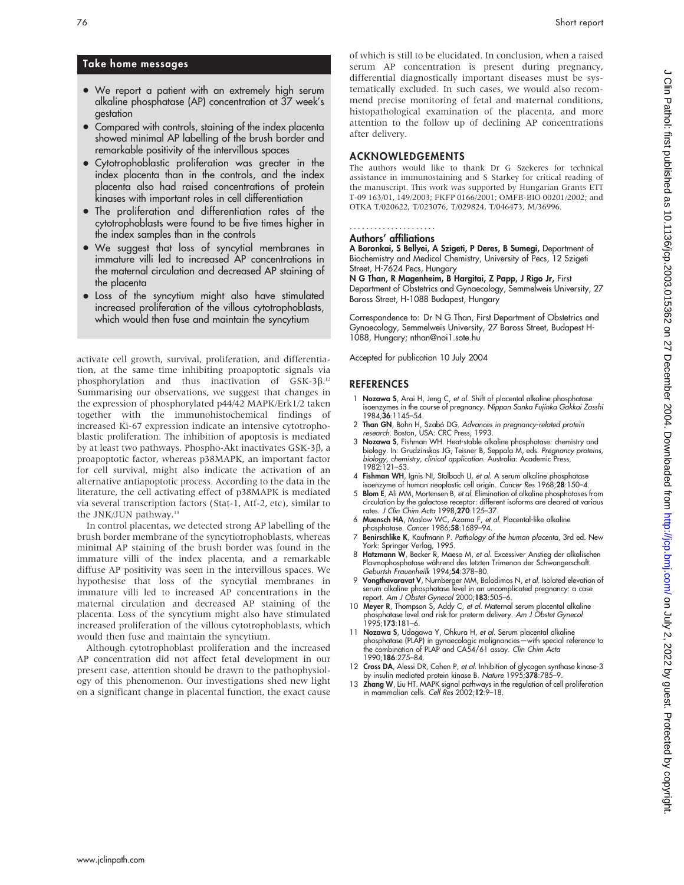## Take home messages

- We report a patient with an extremely high serum alkaline phosphatase (AP) concentration at 37 week's gestation
- Compared with controls, staining of the index placenta showed minimal AP labelling of the brush border and remarkable positivity of the intervillous spaces
- Cytotrophoblastic proliferation was greater in the index placenta than in the controls, and the index placenta also had raised concentrations of protein kinases with important roles in cell differentiation
- The proliferation and differentiation rates of the cytotrophoblasts were found to be five times higher in the index samples than in the controls
- We suggest that loss of syncytial membranes in immature villi led to increased AP concentrations in the maternal circulation and decreased AP staining of the placenta
- Loss of the syncytium might also have stimulated increased proliferation of the villous cytotrophoblasts, which would then fuse and maintain the syncytium

activate cell growth, survival, proliferation, and differentiation, at the same time inhibiting proapoptotic signals via phosphorylation and thus inactivation of GSK-3β.[12] Summarising our observations, we suggest that changes in the expression of phosphorylated p44/42 MAPK/Erk1/2 taken together with the immunohistochemical findings of increased Ki-67 expression indicate an intensive cytotrophoblastic proliferation. The inhibition of apoptosis is mediated by at least two pathways. Phospho-Akt inactivates GSK-3β, a proapoptotic factor, whereas p38MAPK, an important factor for cell survival, might also indicate the activation of an alternative antiapoptotic process. According to the data in the literature, the cell activating effect of p38MAPK is mediated via several transcription factors (Stat-1, Atf-2, etc), similar to the JNK/JUN pathway.[13]

In control placentas, we detected strong AP labelling of the brush border membrane of the syncytiotrophoblasts, whereas minimal AP staining of the brush border was found in the immature villi of the index placenta, and a remarkable diffuse AP positivity was seen in the intervillous spaces. We hypothesise that loss of the syncytial membranes in immature villi led to increased AP concentrations in the maternal circulation and decreased AP staining of the placenta. Loss of the syncytium might also have stimulated increased proliferation of the villous cytotrophoblasts, which would then fuse and maintain the syncytium.

Although cytotrophoblast proliferation and the increased AP concentration did not affect fetal development in our present case, attention should be drawn to the pathophysiology of this phenomenon. Our investigations shed new light on a significant change in placental function, the exact cause of which is still to be elucidated. In conclusion, when a raised serum AP concentration is present during pregnancy, differential diagnostically important diseases must be systematically excluded. In such cases, we would also recommend precise monitoring of fetal and maternal conditions, histopathological examination of the placenta, and more attention to the follow up of declining AP concentrations after delivery.

## ACKNOWLEDGEMENTS

The authors would like to thank Dr G Szekeres for technical assistance in immunostaining and S Starkey for critical reading of the manuscript. This work was supported by Hungarian Grants ETT T-09 163/01, 149/2003; FKFP 0166/2001; OMFB-BIO 00201/2002; and OTKA T/020622, T/023076, T/029824, T/046473, M/36996.

### Authors' affiliations

**A Boronkai, S Bellyei, A Szigeti, P Deres, B Sumegi,** Department of Biochemistry and Medical Chemistry, University of Pecs, 12 Szigeti Street, H-7624 Pecs, Hungary

**N G Than, R Magenheim, B Hargitai, Z Papp, J Rigo Jr,** First Department of Obstetrics and Gynaecology, Semmelweis University, 27 Baross Street, H-1088 Budapest, Hungary

Correspondence to: Dr N G Than, First Department of Obstetrics and Gynaecology, Semmelweis University, 27 Baross Street, Budapest H-1088, Hungary; nthan@noi1.sote.hu

Accepted for publication 10 July 2004

## REFERENCES

1. **Nozawa S**, Arai H, Jeng C, *et al.* Shift of placental alkaline phosphatase isoenzymes in the course of pregnancy. *Nippon Sanka Fujinka Gakkai Zasshi* 1984;**36**:1145–54.
2. **Than GN**, Bohn H, Szabó DG. *Advances in pregnancy-related protein research.* Boston, USA: CRC Press, 1993.
3. **Nozawa S**, Fishman WH. Heat-stable alkaline phosphatase: chemistry and biology. In: Grudzinskas JG, Teisner B, Seppala M, eds. *Pregnancy proteins, biology, chemistry, clinical application.* Australia: Academic Press, 1982:121–53.
4. **Fishman WH**, Ignis NI, Stolbach LI, *et al.* A serum alkaline phosphatase isoenzyme of human neoplastic cell origin. *Cancer Res* 1968;**28**:150–4.
5. **Blom E**, Ali MM, Mortensen B, *et al.* Elimination of alkaline phosphatases from circulation by the galactose receptor: different isoforms are cleared at various rates. *J Clin Chim Acta* 1998;**270**:125–37.
6. **Muensch HA**, Maslow WC, Azama F, *et al.* Placental-like alkaline phosphatase. *Cancer* 1986;**58**:1689–94.
7. **Benirschlike K**, Kaufmann P. *Pathology of the human placenta*, 3rd ed. New York: Springer Verlag, 1995.
8. **Hatzmann W**, Becker R, Maeso M, *et al.* Excessiver Anstieg der alkalischen Plasmaphosphatase während des letzten Trimenon der Schwangerschaft. *Geburtsh Frauenheilk* 1994;**54**:378–80.
9. **Vongthavaravat V**, Nurnberger MM, Balodimos N, *et al.* Isolated elevation of serum alkaline phosphatase level in an uncomplicated pregnancy: a case report. *Am J Obstet Gynecol* 2000;**183**:505–6.
10. **Meyer R**, Thompson S, Addy C, *et al.* Maternal serum placental alkaline phosphatase level and risk for preterm delivery. *Am J Obstet Gynecol* 1995;**173**:181–6.
11. **Nozawa S**, Udagawa Y, Ohkura H, *et al.* Serum placental alkaline phosphatase (PLAP) in gynaecologic malignancies—with special reference to the combination of PLAP and CA54/61 assay. *Clin Chim Acta* 1990;**186**:275–84.
12. **Cross DA**, Alessi DR, Cohen P, *et al.* Inhibition of glycogen synthase kinase-3 by insulin mediated protein kinase B. *Nature* 1995;**378**:785–9.
13. **Zhang W**, Liu HT. MAPK signal pathways in the regulation of cell proliferation in mammalian cells. *Cell Res* 2002;**12**:9–18.